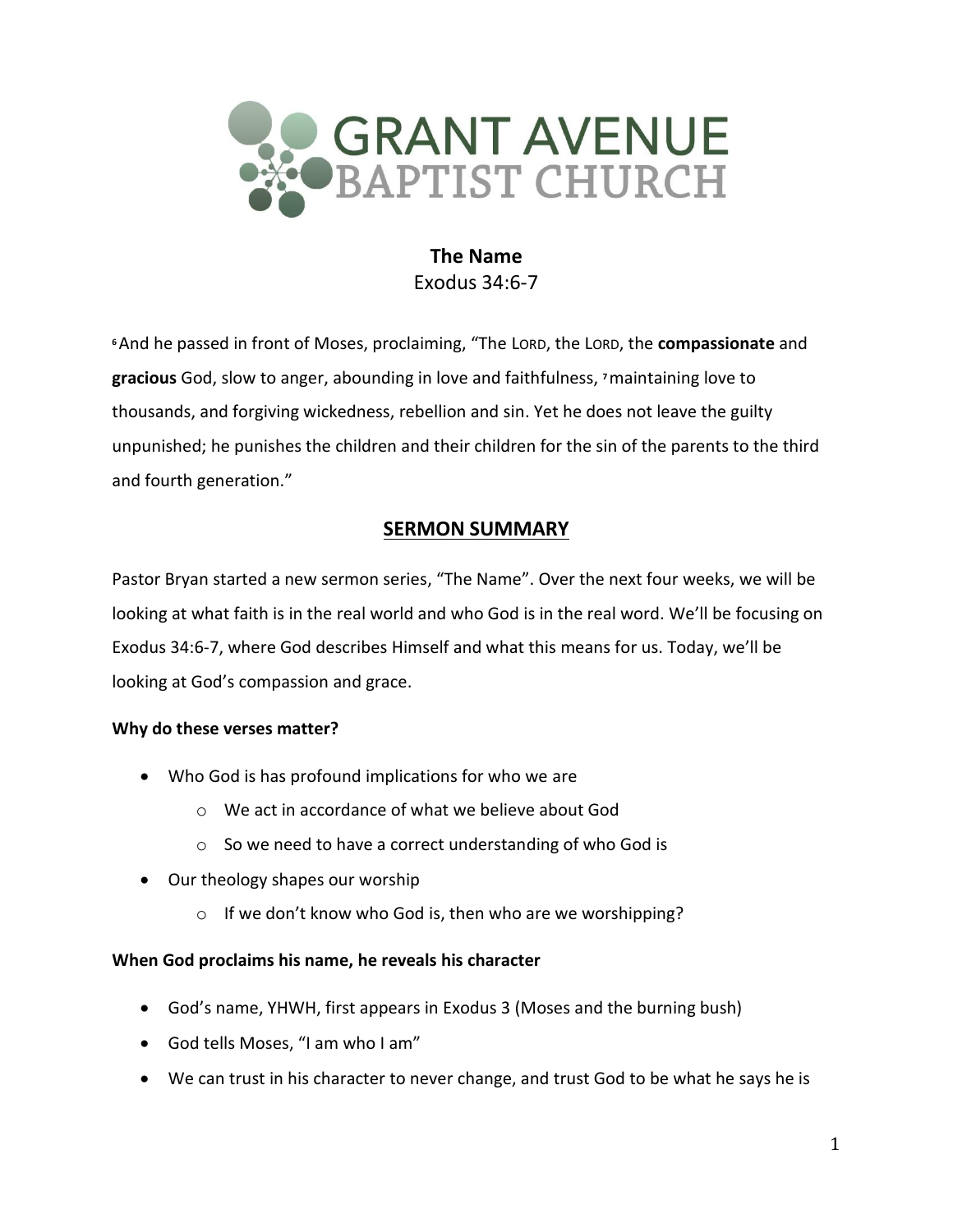GRANT AVENUE BAPTIST CHURCH

# The Name

Exodus 34:6-7

[6] And he passed in front of Moses, proclaiming, "The LORD, the LORD, the **compassionate** and **gracious** God, slow to anger, abounding in love and faithfulness, [7] maintaining love to thousands, and forgiving wickedness, rebellion and sin. Yet he does not leave the guilty unpunished; he punishes the children and their children for the sin of the parents to the third and fourth generation."

## SERMON SUMMARY

Pastor Bryan started a new sermon series, "The Name". Over the next four weeks, we will be looking at what faith is in the real world and who God is in the real word. We'll be focusing on Exodus 34:6-7, where God describes Himself and what this means for us. Today, we'll be looking at God's compassion and grace.

**Why do these verses matter?**

- Who God is has profound implications for who we are
    - We act in accordance of what we believe about God
    - So we need to have a correct understanding of who God is
- Our theology shapes our worship
    - If we don't know who God is, then who are we worshipping?

**When God proclaims his name, he reveals his character**

- God's name, YHWH, first appears in Exodus 3 (Moses and the burning bush)
- God tells Moses, "I am who I am"
- We can trust in his character to never change, and trust God to be what he says he is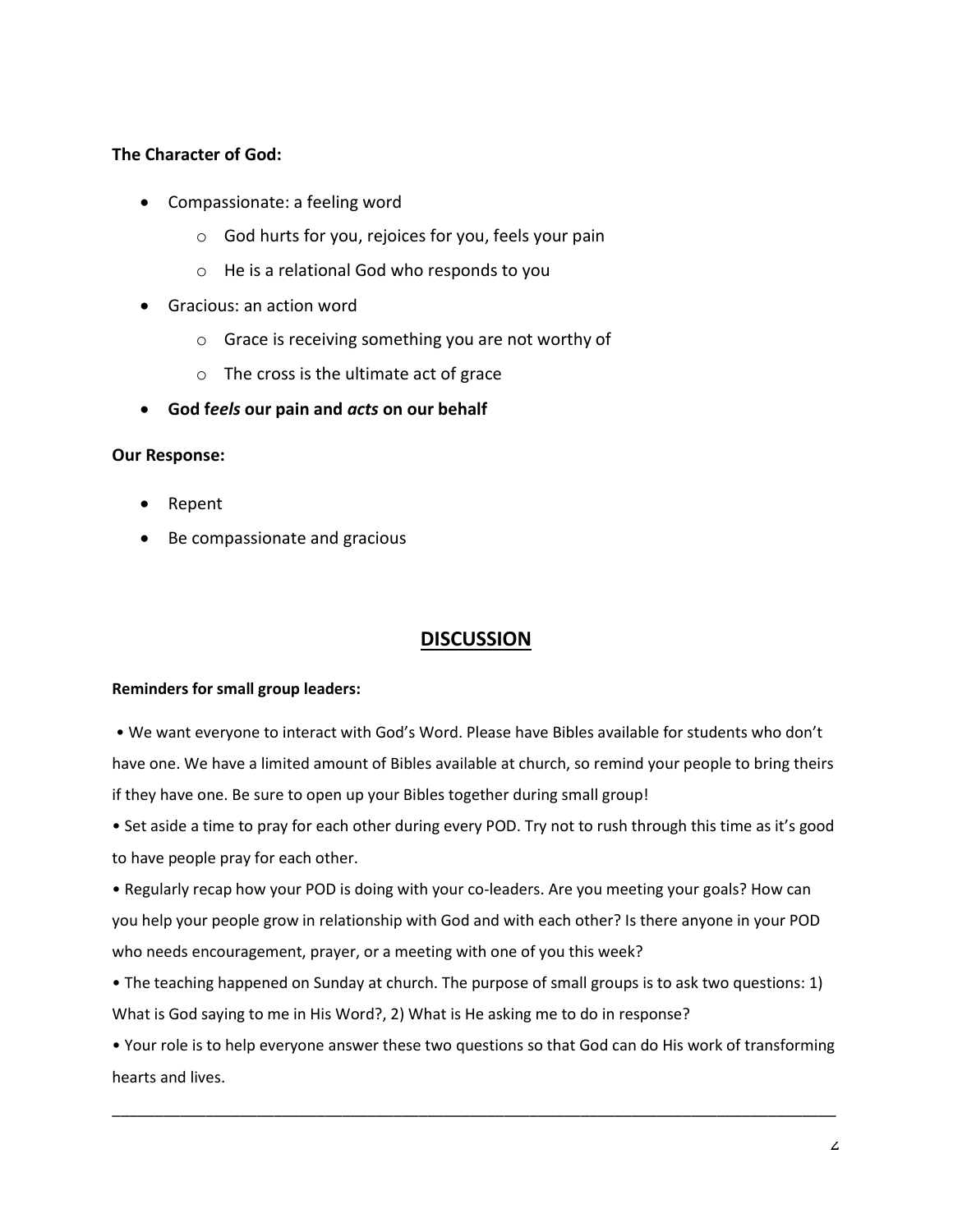**The Character of God:**

- Compassionate: a feeling word
    - God hurts for you, rejoices for you, feels your pain
    - He is a relational God who responds to you
- Gracious: an action word
    - Grace is receiving something you are not worthy of
    - The cross is the ultimate act of grace
- **God f*eels* our pain and *acts* on our behalf**

**Our Response:**

- Repent
- Be compassionate and gracious

## DISCUSSION

**Reminders for small group leaders:**

• We want everyone to interact with God's Word. Please have Bibles available for students who don't have one. We have a limited amount of Bibles available at church, so remind your people to bring theirs if they have one. Be sure to open up your Bibles together during small group!

• Set aside a time to pray for each other during every POD. Try not to rush through this time as it's good to have people pray for each other.

• Regularly recap how your POD is doing with your co-leaders. Are you meeting your goals? How can you help your people grow in relationship with God and with each other? Is there anyone in your POD who needs encouragement, prayer, or a meeting with one of you this week?

• The teaching happened on Sunday at church. The purpose of small groups is to ask two questions: 1) What is God saying to me in His Word?, 2) What is He asking me to do in response?

• Your role is to help everyone answer these two questions so that God can do His work of transforming hearts and lives.

---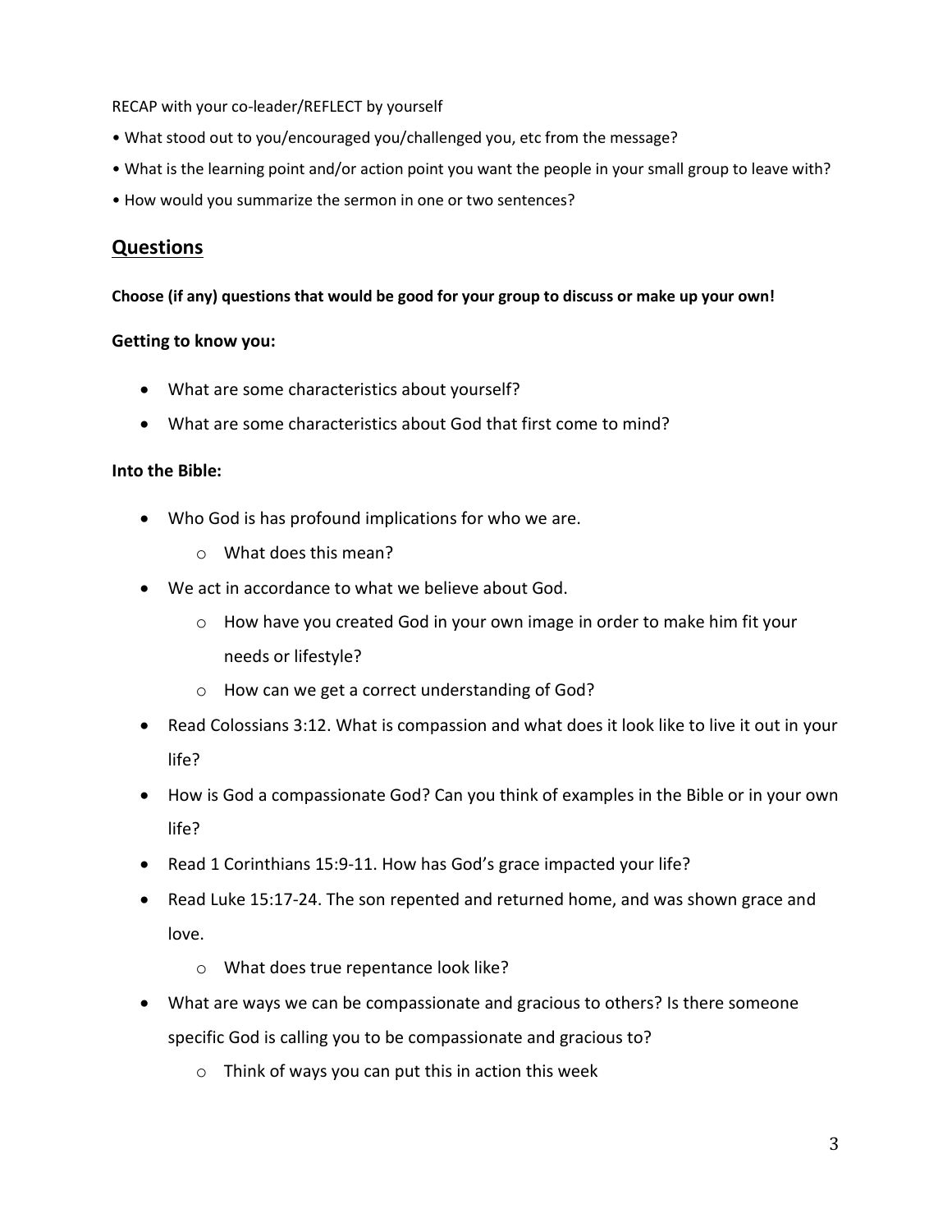RECAP with your co-leader/REFLECT by yourself

- What stood out to you/encouraged you/challenged you, etc from the message?
- What is the learning point and/or action point you want the people in your small group to leave with?
- How would you summarize the sermon in one or two sentences?

## Questions

**Choose (if any) questions that would be good for your group to discuss or make up your own!**

**Getting to know you:**

- What are some characteristics about yourself?
- What are some characteristics about God that first come to mind?

**Into the Bible:**

- Who God is has profound implications for who we are.
  - What does this mean?
- We act in accordance to what we believe about God.
  - How have you created God in your own image in order to make him fit your needs or lifestyle?
  - How can we get a correct understanding of God?
- Read Colossians 3:12. What is compassion and what does it look like to live it out in your life?
- How is God a compassionate God? Can you think of examples in the Bible or in your own life?
- Read 1 Corinthians 15:9-11. How has God's grace impacted your life?
- Read Luke 15:17-24. The son repented and returned home, and was shown grace and love.
  - What does true repentance look like?
- What are ways we can be compassionate and gracious to others? Is there someone specific God is calling you to be compassionate and gracious to?
  - Think of ways you can put this in action this week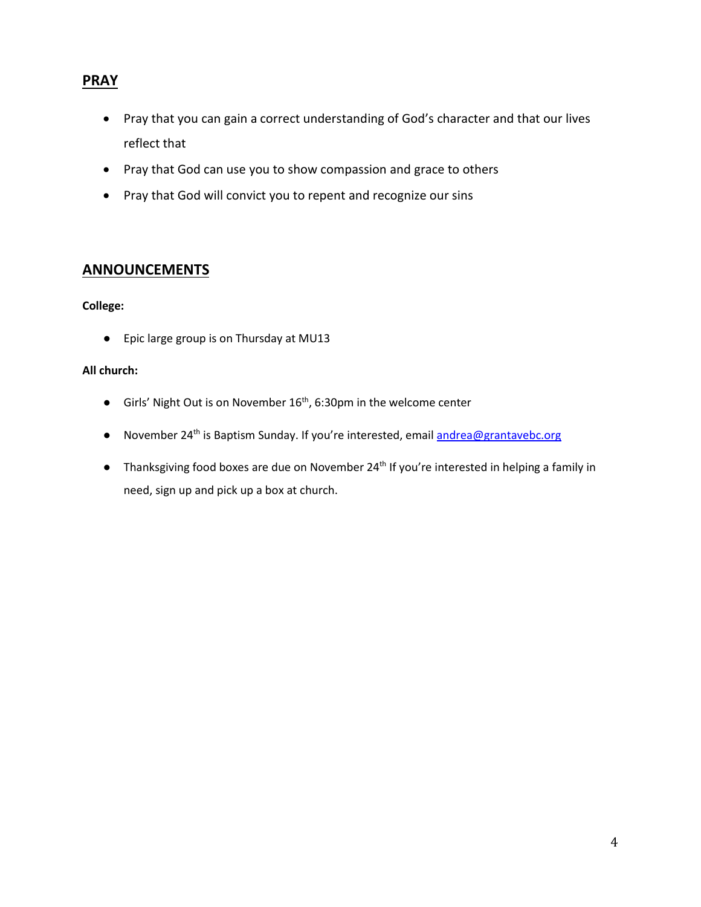## PRAY

- Pray that you can gain a correct understanding of God's character and that our lives reflect that
- Pray that God can use you to show compassion and grace to others
- Pray that God will convict you to repent and recognize our sins

## ANNOUNCEMENTS

**College:**

- Epic large group is on Thursday at MU13

**All church:**

- Girls' Night Out is on November 16th, 6:30pm in the welcome center
- November 24th is Baptism Sunday. If you're interested, email andrea@grantavebc.org
- Thanksgiving food boxes are due on November 24th If you're interested in helping a family in need, sign up and pick up a box at church.